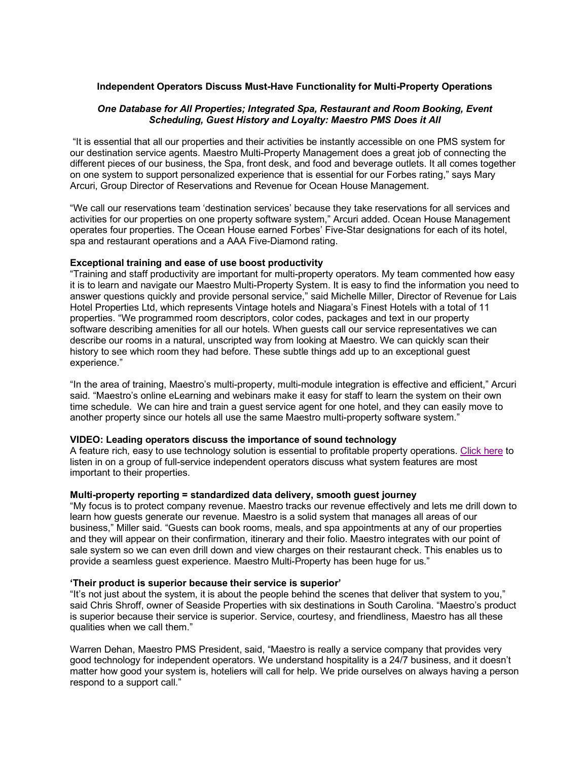**Independent Operators Discuss Must-Have Functionality for Multi-Property Operations**

***One Database for All Properties; Integrated Spa, Restaurant and Room Booking, Event Scheduling, Guest History and Loyalty: Maestro PMS Does it All***

"It is essential that all our properties and their activities be instantly accessible on one PMS system for our destination service agents. Maestro Multi-Property Management does a great job of connecting the different pieces of our business, the Spa, front desk, and food and beverage outlets. It all comes together on one system to support personalized experience that is essential for our Forbes rating," says Mary Arcuri, Group Director of Reservations and Revenue for Ocean House Management.

"We call our reservations team 'destination services' because they take reservations for all services and activities for our properties on one property software system," Arcuri added. Ocean House Management operates four properties. The Ocean House earned Forbes' Five-Star designations for each of its hotel, spa and restaurant operations and a AAA Five-Diamond rating.

**Exceptional training and ease of use boost productivity**

"Training and staff productivity are important for multi-property operators. My team commented how easy it is to learn and navigate our Maestro Multi-Property System. It is easy to find the information you need to answer questions quickly and provide personal service," said Michelle Miller, Director of Revenue for Lais Hotel Properties Ltd, which represents Vintage hotels and Niagara's Finest Hotels with a total of 11 properties. "We programmed room descriptors, color codes, packages and text in our property software describing amenities for all our hotels. When guests call our service representatives we can describe our rooms in a natural, unscripted way from looking at Maestro. We can quickly scan their history to see which room they had before. These subtle things add up to an exceptional guest experience."

"In the area of training, Maestro's multi-property, multi-module integration is effective and efficient," Arcuri said. "Maestro's online eLearning and webinars make it easy for staff to learn the system on their own time schedule. We can hire and train a guest service agent for one hotel, and they can easily move to another property since our hotels all use the same Maestro multi-property software system."

**VIDEO: Leading operators discuss the importance of sound technology**

A feature rich, easy to use technology solution is essential to profitable property operations. Click here to listen in on a group of full-service independent operators discuss what system features are most important to their properties.

**Multi-property reporting = standardized data delivery, smooth guest journey**

"My focus is to protect company revenue. Maestro tracks our revenue effectively and lets me drill down to learn how guests generate our revenue. Maestro is a solid system that manages all areas of our business," Miller said. "Guests can book rooms, meals, and spa appointments at any of our properties and they will appear on their confirmation, itinerary and their folio. Maestro integrates with our point of sale system so we can even drill down and view charges on their restaurant check. This enables us to provide a seamless guest experience. Maestro Multi-Property has been huge for us."

**'Their product is superior because their service is superior'**

"It's not just about the system, it is about the people behind the scenes that deliver that system to you," said Chris Shroff, owner of Seaside Properties with six destinations in South Carolina. "Maestro's product is superior because their service is superior. Service, courtesy, and friendliness, Maestro has all these qualities when we call them."

Warren Dehan, Maestro PMS President, said, "Maestro is really a service company that provides very good technology for independent operators. We understand hospitality is a 24/7 business, and it doesn't matter how good your system is, hoteliers will call for help. We pride ourselves on always having a person respond to a support call."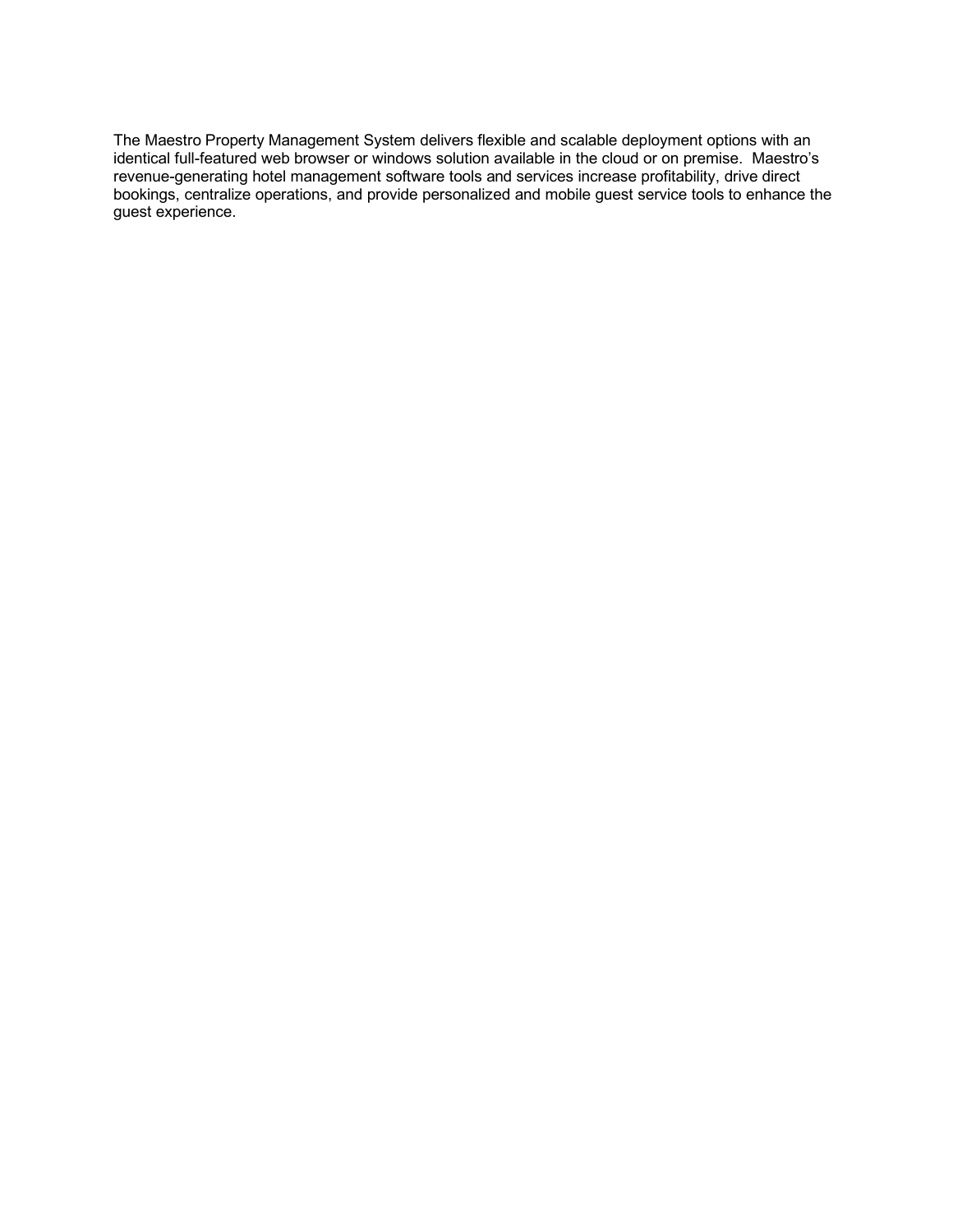The Maestro Property Management System delivers flexible and scalable deployment options with an identical full-featured web browser or windows solution available in the cloud or on premise. Maestro's revenue-generating hotel management software tools and services increase profitability, drive direct bookings, centralize operations, and provide personalized and mobile guest service tools to enhance the guest experience.